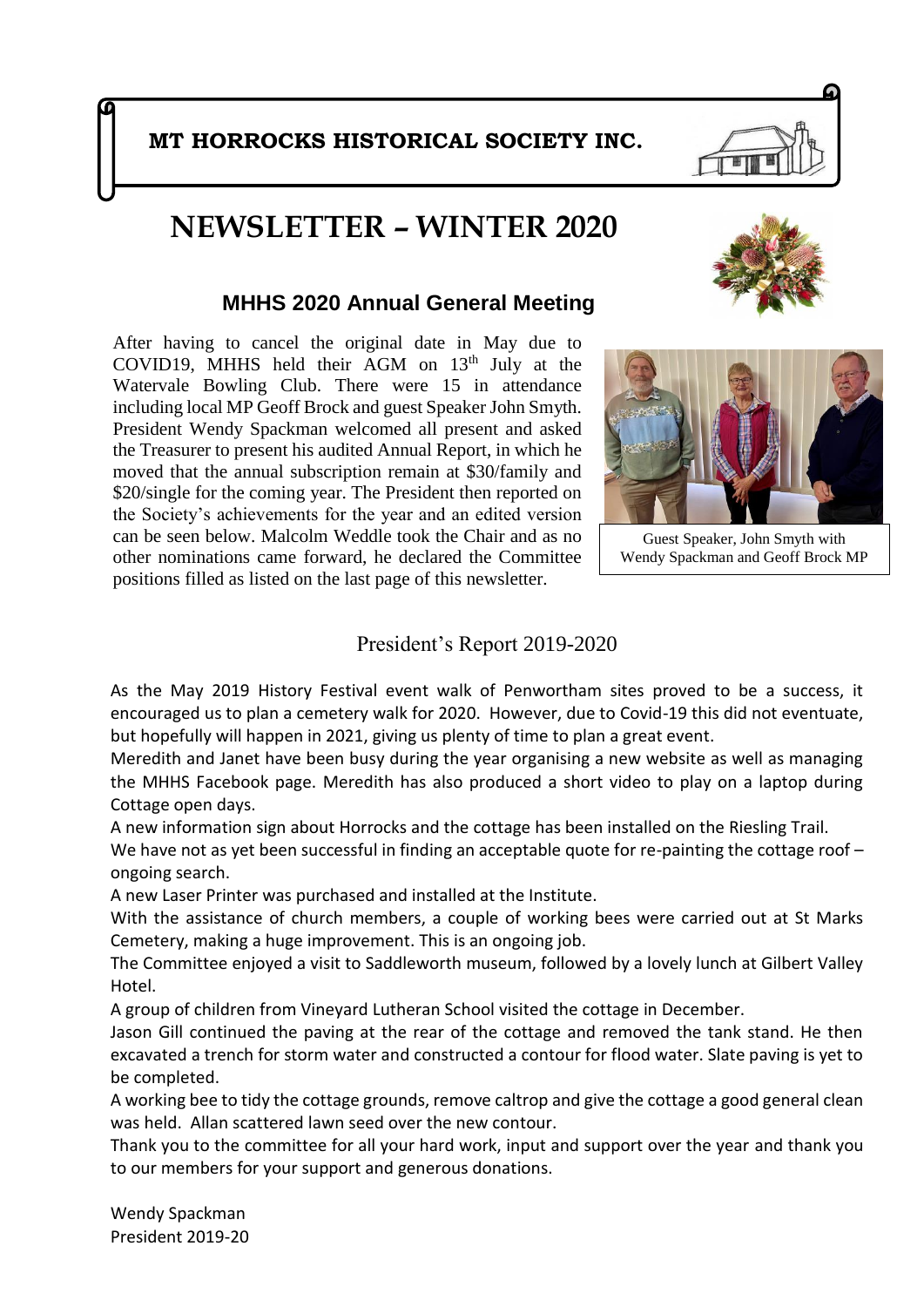**MT HORROCKS HISTORICAL SOCIETY INC.**

# NEWSLETTER – WINTER 2020

## MHHS 2020 Annual General Meeting

After having to cancel the original date in May due to COVID19, MHHS held their AGM on 13th July at the Watervale Bowling Club. There were 15 in attendance including local MP Geoff Brock and guest Speaker John Smyth. President Wendy Spackman welcomed all present and asked the Treasurer to present his audited Annual Report, in which he moved that the annual subscription remain at $30/family and $20/single for the coming year. The President then reported on the Society's achievements for the year and an edited version can be seen below. Malcolm Weddle took the Chair and as no other nominations came forward, he declared the Committee positions filled as listed on the last page of this newsletter.

Guest Speaker, John Smyth with Wendy Spackman and Geoff Brock MP

## President's Report 2019-2020

As the May 2019 History Festival event walk of Penwortham sites proved to be a success, it encouraged us to plan a cemetery walk for 2020. However, due to Covid-19 this did not eventuate, but hopefully will happen in 2021, giving us plenty of time to plan a great event.

Meredith and Janet have been busy during the year organising a new website as well as managing the MHHS Facebook page. Meredith has also produced a short video to play on a laptop during Cottage open days.

A new information sign about Horrocks and the cottage has been installed on the Riesling Trail.

We have not as yet been successful in finding an acceptable quote for re-painting the cottage roof – ongoing search.

A new Laser Printer was purchased and installed at the Institute.

With the assistance of church members, a couple of working bees were carried out at St Marks Cemetery, making a huge improvement. This is an ongoing job.

The Committee enjoyed a visit to Saddleworth museum, followed by a lovely lunch at Gilbert Valley Hotel.

A group of children from Vineyard Lutheran School visited the cottage in December.

Jason Gill continued the paving at the rear of the cottage and removed the tank stand. He then excavated a trench for storm water and constructed a contour for flood water. Slate paving is yet to be completed.

A working bee to tidy the cottage grounds, remove caltrop and give the cottage a good general clean was held. Allan scattered lawn seed over the new contour.

Thank you to the committee for all your hard work, input and support over the year and thank you to our members for your support and generous donations.

Wendy Spackman
President 2019-20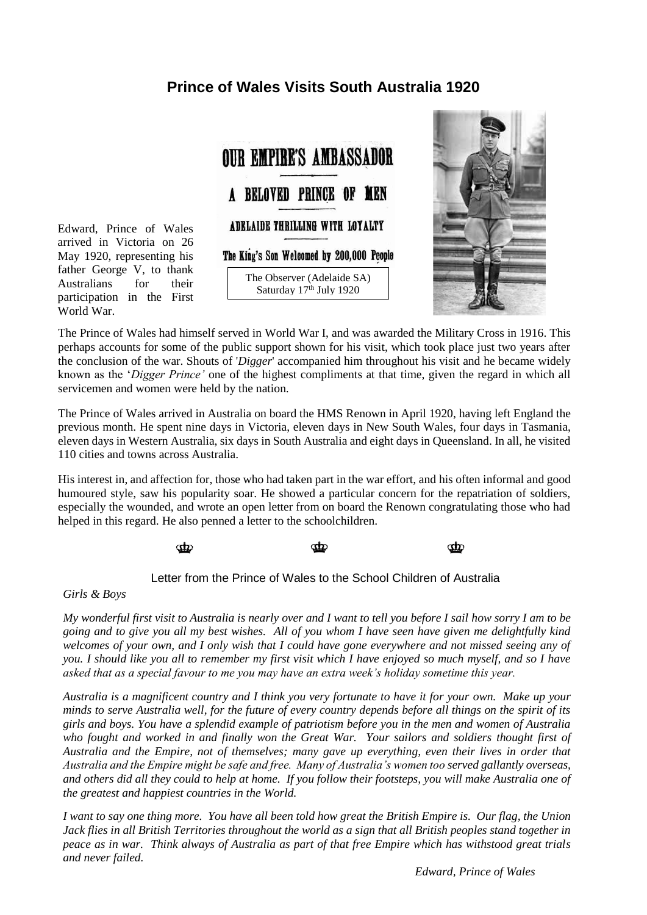# Prince of Wales Visits South Australia 1920

Edward, Prince of Wales arrived in Victoria on 26 May 1920, representing his father George V, to thank Australians for their participation in the First World War.

OUR EMPIRE'S AMBASSADOR

A BELOVED PRINCE OF MEN

ADELAIDE THRILLING WITH LOYALTY

The King's Son Welcomed by 200,000 People

The Observer (Adelaide SA)
Saturday 17th July 1920

The Prince of Wales had himself served in World War I, and was awarded the Military Cross in 1916. This perhaps accounts for some of the public support shown for his visit, which took place just two years after the conclusion of the war. Shouts of '*Digger*' accompanied him throughout his visit and he became widely known as the '*Digger Prince'* one of the highest compliments at that time, given the regard in which all servicemen and women were held by the nation.

The Prince of Wales arrived in Australia on board the HMS Renown in April 1920, having left England the previous month. He spent nine days in Victoria, eleven days in New South Wales, four days in Tasmania, eleven days in Western Australia, six days in South Australia and eight days in Queensland. In all, he visited 110 cities and towns across Australia.

His interest in, and affection for, those who had taken part in the war effort, and his often informal and good humoured style, saw his popularity soar. He showed a particular concern for the repatriation of soldiers, especially the wounded, and wrote an open letter from on board the Renown congratulating those who had helped in this regard. He also penned a letter to the schoolchildren.

♔ ♔ ♔

Letter from the Prince of Wales to the School Children of Australia

*Girls & Boys*

*My wonderful first visit to Australia is nearly over and I want to tell you before I sail how sorry I am to be going and to give you all my best wishes. All of you whom I have seen have given me delightfully kind welcomes of your own, and I only wish that I could have gone everywhere and not missed seeing any of you. I should like you all to remember my first visit which I have enjoyed so much myself, and so I have asked that as a special favour to me you may have an extra week's holiday sometime this year.*

*Australia is a magnificent country and I think you very fortunate to have it for your own. Make up your minds to serve Australia well, for the future of every country depends before all things on the spirit of its girls and boys. You have a splendid example of patriotism before you in the men and women of Australia who fought and worked in and finally won the Great War. Your sailors and soldiers thought first of Australia and the Empire, not of themselves; many gave up everything, even their lives in order that Australia and the Empire might be safe and free. Many of Australia's women too served gallantly overseas, and others did all they could to help at home. If you follow their footsteps, you will make Australia one of the greatest and happiest countries in the World.*

*I want to say one thing more. You have all been told how great the British Empire is. Our flag, the Union Jack flies in all British Territories throughout the world as a sign that all British peoples stand together in peace as in war. Think always of Australia as part of that free Empire which has withstood great trials and never failed.*

*Edward, Prince of Wales*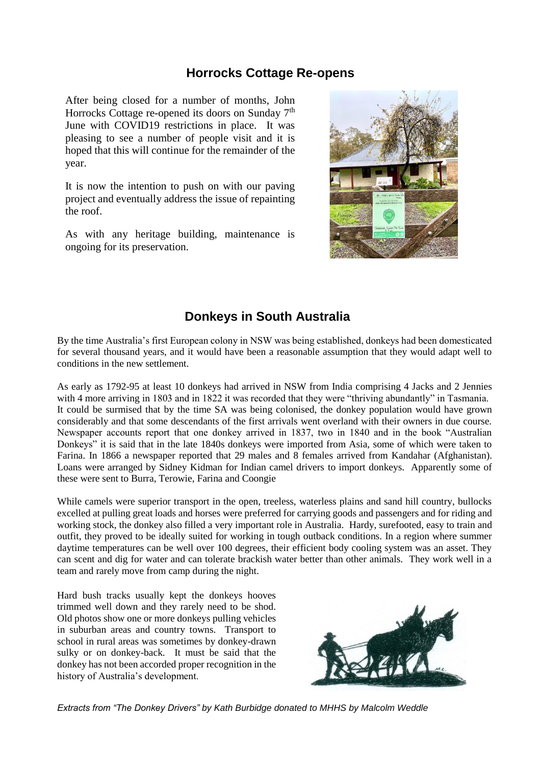## Horrocks Cottage Re-opens

After being closed for a number of months, John Horrocks Cottage re-opened its doors on Sunday 7th June with COVID19 restrictions in place. It was pleasing to see a number of people visit and it is hoped that this will continue for the remainder of the year.

It is now the intention to push on with our paving project and eventually address the issue of repainting the roof.

As with any heritage building, maintenance is ongoing for its preservation.

## Donkeys in South Australia

By the time Australia's first European colony in NSW was being established, donkeys had been domesticated for several thousand years, and it would have been a reasonable assumption that they would adapt well to conditions in the new settlement.

As early as 1792-95 at least 10 donkeys had arrived in NSW from India comprising 4 Jacks and 2 Jennies with 4 more arriving in 1803 and in 1822 it was recorded that they were "thriving abundantly" in Tasmania. It could be surmised that by the time SA was being colonised, the donkey population would have grown considerably and that some descendants of the first arrivals went overland with their owners in due course. Newspaper accounts report that one donkey arrived in 1837, two in 1840 and in the book "Australian Donkeys" it is said that in the late 1840s donkeys were imported from Asia, some of which were taken to Farina. In 1866 a newspaper reported that 29 males and 8 females arrived from Kandahar (Afghanistan). Loans were arranged by Sidney Kidman for Indian camel drivers to import donkeys. Apparently some of these were sent to Burra, Terowie, Farina and Coongie

While camels were superior transport in the open, treeless, waterless plains and sand hill country, bullocks excelled at pulling great loads and horses were preferred for carrying goods and passengers and for riding and working stock, the donkey also filled a very important role in Australia. Hardy, surefooted, easy to train and outfit, they proved to be ideally suited for working in tough outback conditions. In a region where summer daytime temperatures can be well over 100 degrees, their efficient body cooling system was an asset. They can scent and dig for water and can tolerate brackish water better than other animals. They work well in a team and rarely move from camp during the night.

Hard bush tracks usually kept the donkeys hooves trimmed well down and they rarely need to be shod. Old photos show one or more donkeys pulling vehicles in suburban areas and country towns. Transport to school in rural areas was sometimes by donkey-drawn sulky or on donkey-back. It must be said that the donkey has not been accorded proper recognition in the history of Australia's development.

*Extracts from "The Donkey Drivers" by Kath Burbidge donated to MHHS by Malcolm Weddle*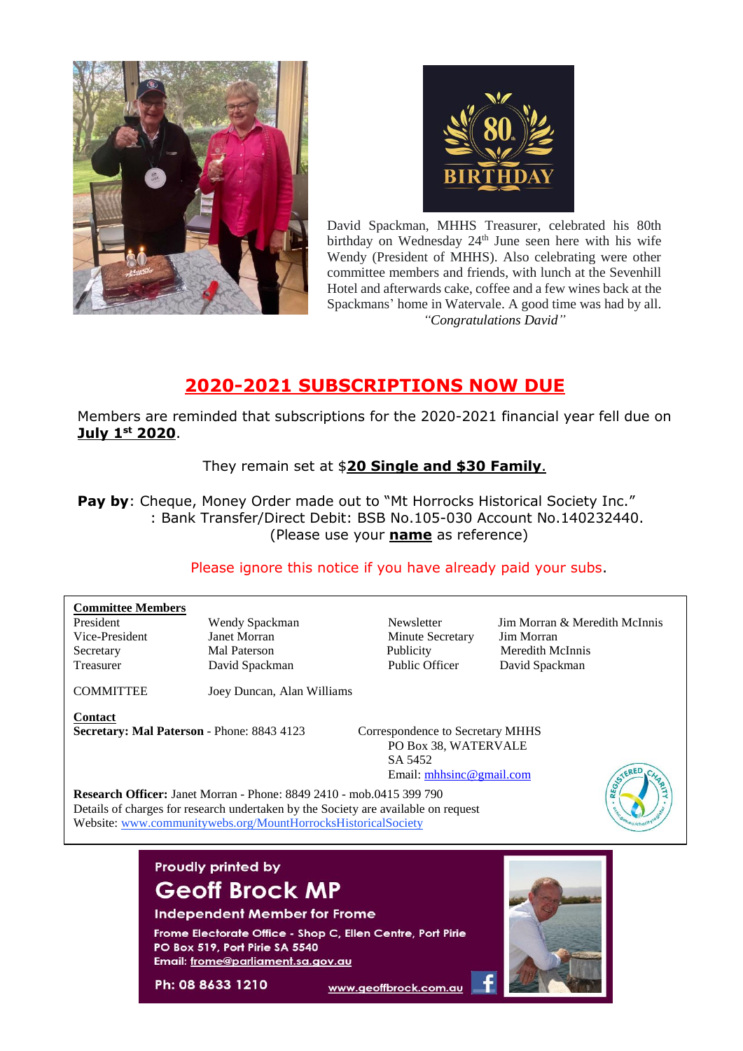David Spackman, MHHS Treasurer, celebrated his 80th birthday on Wednesday 24th June seen here with his wife Wendy (President of MHHS). Also celebrating were other committee members and friends, with lunch at the Sevenhill Hotel and afterwards cake, coffee and a few wines back at the Spackmans' home in Watervale. A good time was had by all.

*"Congratulations David"*

## 2020-2021 SUBSCRIPTIONS NOW DUE

Members are reminded that subscriptions for the 2020-2021 financial year fell due on **July 1st 2020**.

They remain set at $**20 Single and $30 Family**.

**Pay by**: Cheque, Money Order made out to "Mt Horrocks Historical Society Inc."
: Bank Transfer/Direct Debit: BSB No.105-030 Account No.140232440.
(Please use your **name** as reference)

Please ignore this notice if you have already paid your subs.

**Committee Members**

| | | | |
|---|---|---|---|
| President | Wendy Spackman | Newsletter | Jim Morran & Meredith McInnis |
| Vice-President | Janet Morran | Minute Secretary | Jim Morran |
| Secretary | Mal Paterson | Publicity | Meredith McInnis |
| Treasurer | David Spackman | Public Officer | David Spackman |
| COMMITTEE | Joey Duncan, Alan Williams | | |

**Contact**

**Secretary: Mal Paterson** - Phone: 8843 4123

Correspondence to Secretary MHHS
PO Box 38, WATERVALE
SA 5452
Email: mhhsinc@gmail.com

**Research Officer:** Janet Morran - Phone: 8849 2410 - mob.0415 399 790
Details of charges for research undertaken by the Society are available on request
Website: www.communitywebs.org/MountHorrocksHistoricalSociety

Proudly printed by
**Geoff Brock MP**
**Independent Member for Frome**
Frome Electorate Office - Shop C, Ellen Centre, Port Pirie
PO Box 519, Port Pirie SA 5540
Email: frome@parliament.sa.gov.au
Ph: 08 8633 1210
www.geoffbrock.com.au